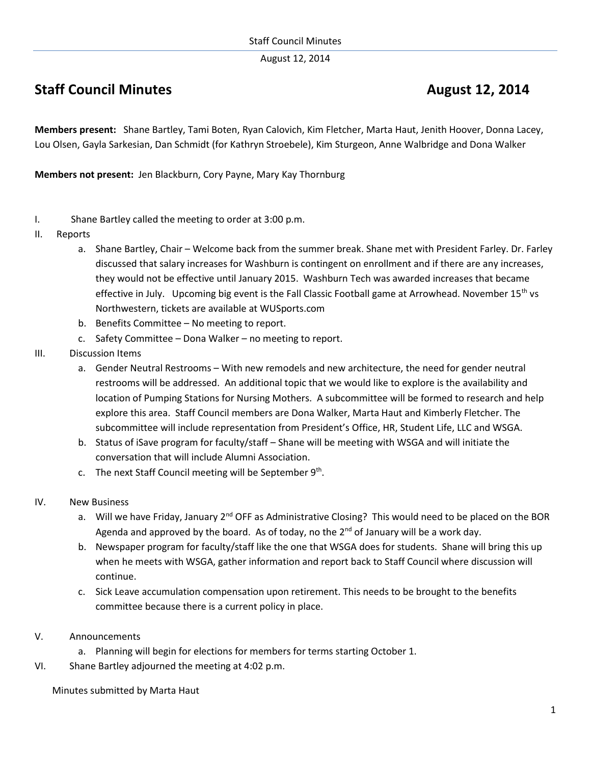# Staff Council Minutes August 12, 2014

**Members present:** Shane Bartley, Tami Boten, Ryan Calovich, Kim Fletcher, Marta Haut, Jenith Hoover, Donna Lacey, Lou Olsen, Gayla Sarkesian, Dan Schmidt (for Kathryn Stroebele), Kim Sturgeon, Anne Walbridge and Dona Walker

**Members not present:** Jen Blackburn, Cory Payne, Mary Kay Thornburg

I. Shane Bartley called the meeting to order at 3:00 p.m.

II. Reports

   a. Shane Bartley, Chair – Welcome back from the summer break. Shane met with President Farley. Dr. Farley discussed that salary increases for Washburn is contingent on enrollment and if there are any increases, they would not be effective until January 2015. Washburn Tech was awarded increases that became effective in July. Upcoming big event is the Fall Classic Football game at Arrowhead. November 15th vs Northwestern, tickets are available at WUSports.com

   b. Benefits Committee – No meeting to report.

   c. Safety Committee – Dona Walker – no meeting to report.

III. Discussion Items

   a. Gender Neutral Restrooms – With new remodels and new architecture, the need for gender neutral restrooms will be addressed. An additional topic that we would like to explore is the availability and location of Pumping Stations for Nursing Mothers. A subcommittee will be formed to research and help explore this area. Staff Council members are Dona Walker, Marta Haut and Kimberly Fletcher. The subcommittee will include representation from President's Office, HR, Student Life, LLC and WSGA.

   b. Status of iSave program for faculty/staff – Shane will be meeting with WSGA and will initiate the conversation that will include Alumni Association.

   c. The next Staff Council meeting will be September 9th.

IV. New Business

   a. Will we have Friday, January 2nd OFF as Administrative Closing? This would need to be placed on the BOR Agenda and approved by the board. As of today, no the 2nd of January will be a work day.

   b. Newspaper program for faculty/staff like the one that WSGA does for students. Shane will bring this up when he meets with WSGA, gather information and report back to Staff Council where discussion will continue.

   c. Sick Leave accumulation compensation upon retirement. This needs to be brought to the benefits committee because there is a current policy in place.

V. Announcements

   a. Planning will begin for elections for members for terms starting October 1.

VI. Shane Bartley adjourned the meeting at 4:02 p.m.

Minutes submitted by Marta Haut